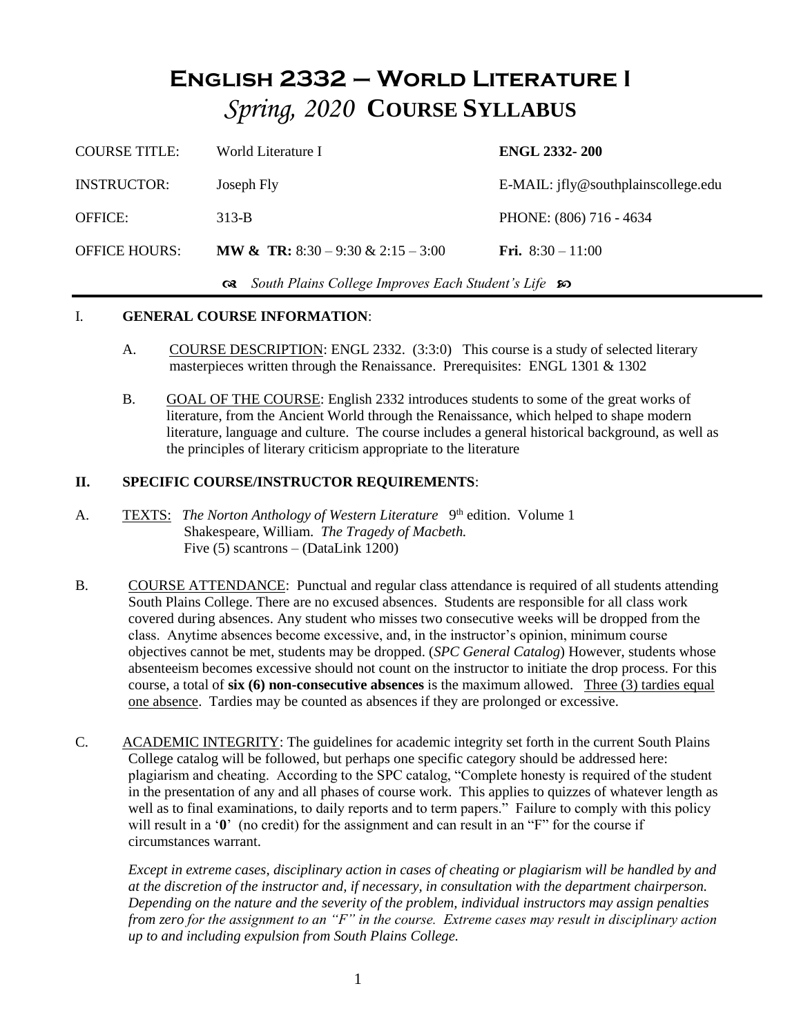# English 2332 – World Literature I
## *Spring, 2020* Course Syllabus

| | | |
|---|---|---|
| COURSE TITLE: | World Literature I | **ENGL 2332- 200** |
| INSTRUCTOR: | Joseph Fly | E-MAIL: jfly@southplainscollege.edu |
| OFFICE: | 313-B | PHONE: (806) 716 - 4634 |
| OFFICE HOURS: | **MW & TR:** 8:30 – 9:30 & 2:15 – 3:00 | **Fri.** 8:30 – 11:00 |

*South Plains College Improves Each Student's Life*

## I. GENERAL COURSE INFORMATION:

A. COURSE DESCRIPTION: ENGL 2332. (3:3:0) This course is a study of selected literary masterpieces written through the Renaissance. Prerequisites: ENGL 1301 & 1302

B. GOAL OF THE COURSE: English 2332 introduces students to some of the great works of literature, from the Ancient World through the Renaissance, which helped to shape modern literature, language and culture. The course includes a general historical background, as well as the principles of literary criticism appropriate to the literature

## II. SPECIFIC COURSE/INSTRUCTOR REQUIREMENTS:

A. TEXTS: *The Norton Anthology of Western Literature* 9th edition. Volume 1
Shakespeare, William. *The Tragedy of Macbeth.*
Five (5) scantrons – (DataLink 1200)

B. COURSE ATTENDANCE: Punctual and regular class attendance is required of all students attending South Plains College. There are no excused absences. Students are responsible for all class work covered during absences. Any student who misses two consecutive weeks will be dropped from the class. Anytime absences become excessive, and, in the instructor's opinion, minimum course objectives cannot be met, students may be dropped. (*SPC General Catalog*) However, students whose absenteeism becomes excessive should not count on the instructor to initiate the drop process. For this course, a total of **six (6) non-consecutive absences** is the maximum allowed. Three (3) tardies equal one absence. Tardies may be counted as absences if they are prolonged or excessive.

C. ACADEMIC INTEGRITY: The guidelines for academic integrity set forth in the current South Plains College catalog will be followed, but perhaps one specific category should be addressed here: plagiarism and cheating. According to the SPC catalog, "Complete honesty is required of the student in the presentation of any and all phases of course work. This applies to quizzes of whatever length as well as to final examinations, to daily reports and to term papers." Failure to comply with this policy will result in a '**0**' (no credit) for the assignment and can result in an "F" for the course if circumstances warrant.

*Except in extreme cases, disciplinary action in cases of cheating or plagiarism will be handled by and at the discretion of the instructor and, if necessary, in consultation with the department chairperson. Depending on the nature and the severity of the problem, individual instructors may assign penalties from zero for the assignment to an "F" in the course. Extreme cases may result in disciplinary action up to and including expulsion from South Plains College.*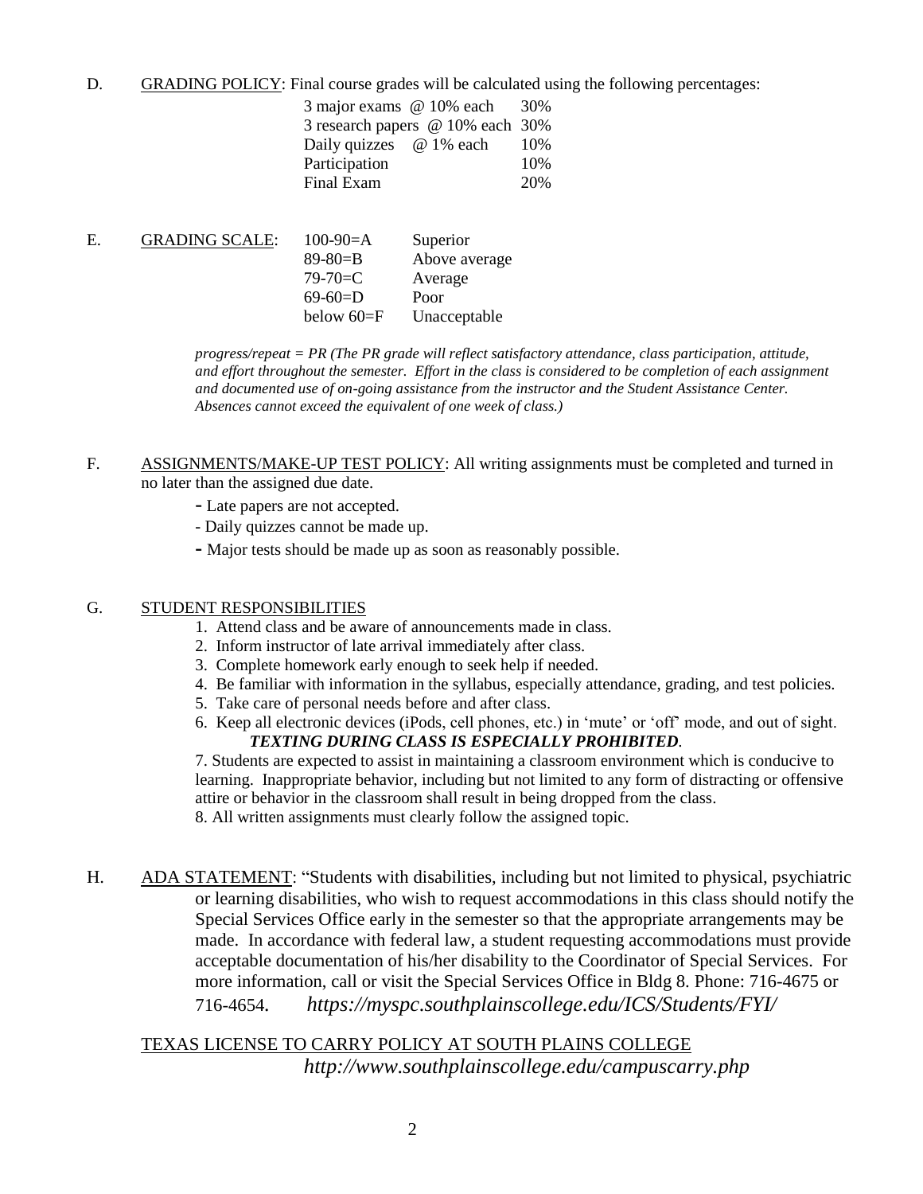D. <u>GRADING POLICY</u>: Final course grades will be calculated using the following percentages:

| | |
|---|---|
| 3 major exams @ 10% each | 30% |
| 3 research papers @ 10% each | 30% |
| Daily quizzes @ 1% each | 10% |
| Participation | 10% |
| Final Exam | 20% |

E. <u>GRADING SCALE</u>:

| | |
|---|---|
| 100-90=A | Superior |
| 89-80=B | Above average |
| 79-70=C | Average |
| 69-60=D | Poor |
| below 60=F | Unacceptable |

*progress/repeat = PR (The PR grade will reflect satisfactory attendance, class participation, attitude, and effort throughout the semester. Effort in the class is considered to be completion of each assignment and documented use of on-going assistance from the instructor and the Student Assistance Center. Absences cannot exceed the equivalent of one week of class.)*

F. <u>ASSIGNMENTS/MAKE-UP TEST POLICY</u>: All writing assignments must be completed and turned in no later than the assigned due date.

- Late papers are not accepted.
- Daily quizzes cannot be made up.
- Major tests should be made up as soon as reasonably possible.

G. <u>STUDENT RESPONSIBILITIES</u>

1. Attend class and be aware of announcements made in class.
2. Inform instructor of late arrival immediately after class.
3. Complete homework early enough to seek help if needed.
4. Be familiar with information in the syllabus, especially attendance, grading, and test policies.
5. Take care of personal needs before and after class.
6. Keep all electronic devices (iPods, cell phones, etc.) in 'mute' or 'off' mode, and out of sight. ***TEXTING DURING CLASS IS ESPECIALLY PROHIBITED.***
7. Students are expected to assist in maintaining a classroom environment which is conducive to learning. Inappropriate behavior, including but not limited to any form of distracting or offensive attire or behavior in the classroom shall result in being dropped from the class.
8. All written assignments must clearly follow the assigned topic.

H. <u>ADA STATEMENT</u>: "Students with disabilities, including but not limited to physical, psychiatric or learning disabilities, who wish to request accommodations in this class should notify the Special Services Office early in the semester so that the appropriate arrangements may be made. In accordance with federal law, a student requesting accommodations must provide acceptable documentation of his/her disability to the Coordinator of Special Services. For more information, call or visit the Special Services Office in Bldg 8. Phone: 716-4675 or 716-4654. *https://myspc.southplainscollege.edu/ICS/Students/FYI/*

<u>TEXAS LICENSE TO CARRY POLICY AT SOUTH PLAINS COLLEGE</u>

*http://www.southplainscollege.edu/campuscarry.php*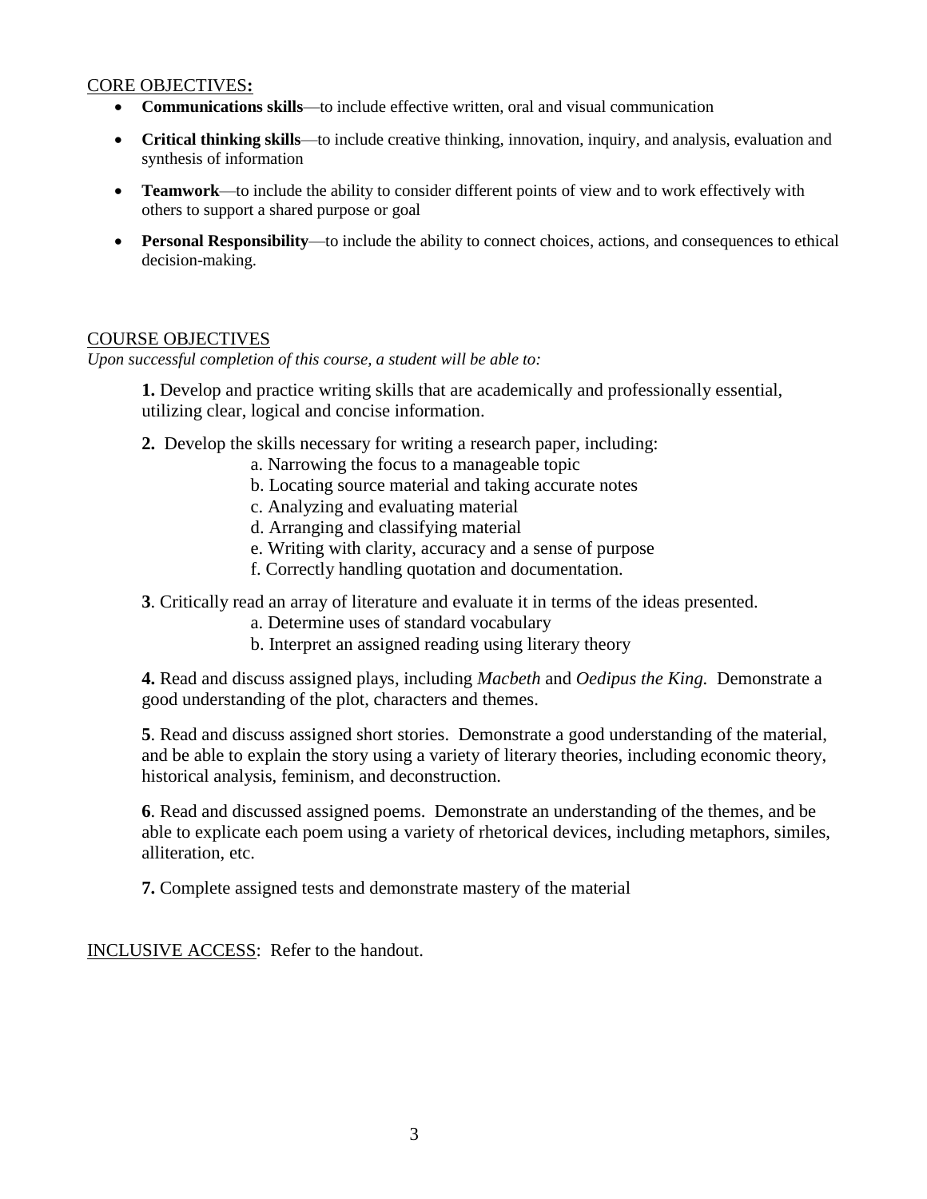## CORE OBJECTIVES:

- **Communications skills**—to include effective written, oral and visual communication
- **Critical thinking skills**—to include creative thinking, innovation, inquiry, and analysis, evaluation and synthesis of information
- **Teamwork**—to include the ability to consider different points of view and to work effectively with others to support a shared purpose or goal
- **Personal Responsibility**—to include the ability to connect choices, actions, and consequences to ethical decision-making.

## COURSE OBJECTIVES

*Upon successful completion of this course, a student will be able to:*

**1.** Develop and practice writing skills that are academically and professionally essential, utilizing clear, logical and concise information.

**2.** Develop the skills necessary for writing a research paper, including:

a. Narrowing the focus to a manageable topic
b. Locating source material and taking accurate notes
c. Analyzing and evaluating material
d. Arranging and classifying material
e. Writing with clarity, accuracy and a sense of purpose
f. Correctly handling quotation and documentation.

**3**. Critically read an array of literature and evaluate it in terms of the ideas presented.

a. Determine uses of standard vocabulary
b. Interpret an assigned reading using literary theory

**4.** Read and discuss assigned plays, including *Macbeth* and *Oedipus the King.* Demonstrate a good understanding of the plot, characters and themes.

**5**. Read and discuss assigned short stories. Demonstrate a good understanding of the material, and be able to explain the story using a variety of literary theories, including economic theory, historical analysis, feminism, and deconstruction.

**6**. Read and discussed assigned poems. Demonstrate an understanding of the themes, and be able to explicate each poem using a variety of rhetorical devices, including metaphors, similes, alliteration, etc.

**7.** Complete assigned tests and demonstrate mastery of the material

INCLUSIVE ACCESS: Refer to the handout.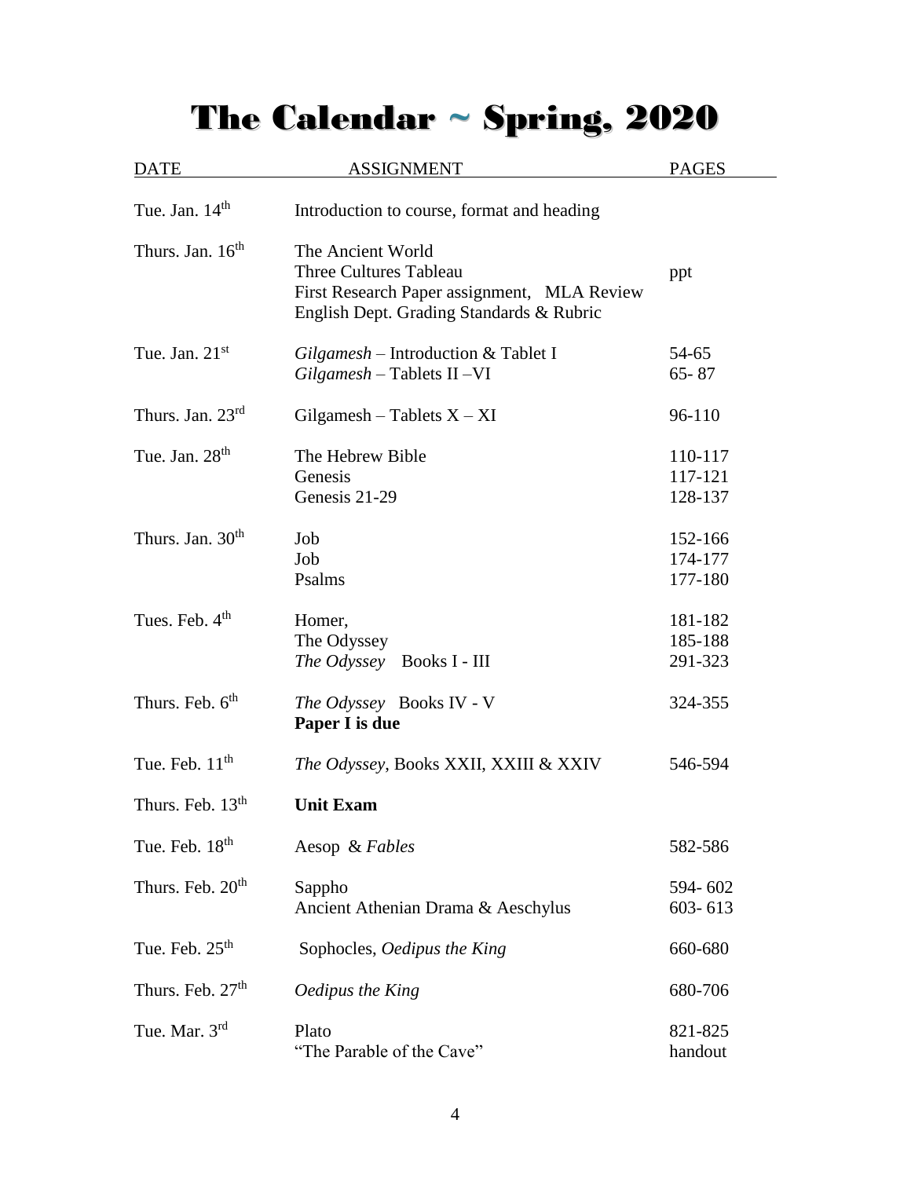# The Calendar ~ Spring, 2020

| DATE | ASSIGNMENT | PAGES |
|---|---|---|
| Tue. Jan. 14th | Introduction to course, format and heading | |
| Thurs. Jan. 16th | The Ancient World<br>Three Cultures Tableau<br>First Research Paper assignment, MLA Review<br>English Dept. Grading Standards & Rubric | <br>ppt |
| Tue. Jan. 21st | *Gilgamesh* – Introduction & Tablet I<br>*Gilgamesh* – Tablets II –VI | 54-65<br>65- 87 |
| Thurs. Jan. 23rd | Gilgamesh – Tablets X – XI | 96-110 |
| Tue. Jan. 28th | The Hebrew Bible<br>Genesis<br>Genesis 21-29 | 110-117<br>117-121<br>128-137 |
| Thurs. Jan. 30th | Job<br>Job<br>Psalms | 152-166<br>174-177<br>177-180 |
| Tues. Feb. 4th | Homer,<br>The Odyssey<br>*The Odyssey* Books I - III | 181-182<br>185-188<br>291-323 |
| Thurs. Feb. 6th | *The Odyssey* Books IV - V<br>**Paper I is due** | 324-355 |
| Tue. Feb. 11th | *The Odyssey*, Books XXII, XXIII & XXIV | 546-594 |
| Thurs. Feb. 13th | **Unit Exam** | |
| Tue. Feb. 18th | Aesop & *Fables* | 582-586 |
| Thurs. Feb. 20th | Sappho<br>Ancient Athenian Drama & Aeschylus | 594- 602<br>603- 613 |
| Tue. Feb. 25th | Sophocles, *Oedipus the King* | 660-680 |
| Thurs. Feb. 27th | *Oedipus the King* | 680-706 |
| Tue. Mar. 3rd | Plato<br>"The Parable of the Cave" | 821-825<br>handout |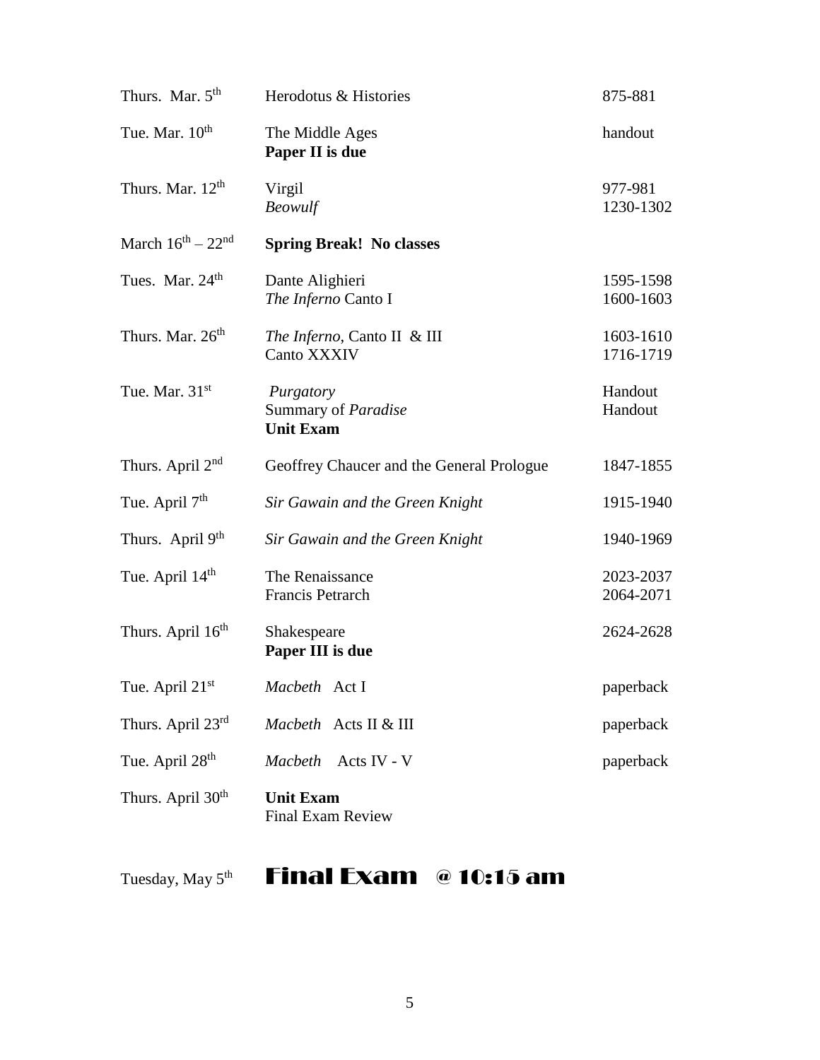| | | |
|---|---|---|
| Thurs. Mar. 5th | Herodotus & Histories | 875-881 |
| Tue. Mar. 10th | The Middle Ages<br>**Paper II is due** | handout |
| Thurs. Mar. 12th | Virgil<br>*Beowulf* | 977-981<br>1230-1302 |
| March 16th – 22nd | **Spring Break! No classes** | |
| Tues. Mar. 24th | Dante Alighieri<br>*The Inferno* Canto I | 1595-1598<br>1600-1603 |
| Thurs. Mar. 26th | *The Inferno*, Canto II & III<br>Canto XXXIV | 1603-1610<br>1716-1719 |
| Tue. Mar. 31st | *Purgatory*<br>Summary of *Paradise*<br>**Unit Exam** | Handout<br>Handout |
| Thurs. April 2nd | Geoffrey Chaucer and the General Prologue | 1847-1855 |
| Tue. April 7th | *Sir Gawain and the Green Knight* | 1915-1940 |
| Thurs. April 9th | *Sir Gawain and the Green Knight* | 1940-1969 |
| Tue. April 14th | The Renaissance<br>Francis Petrarch | 2023-2037<br>2064-2071 |
| Thurs. April 16th | Shakespeare<br>**Paper III is due** | 2624-2628 |
| Tue. April 21st | *Macbeth* Act I | paperback |
| Thurs. April 23rd | *Macbeth* Acts II & III | paperback |
| Tue. April 28th | *Macbeth* Acts IV - V | paperback |
| Thurs. April 30th | **Unit Exam**<br>Final Exam Review | |

Tuesday, May 5th **Final Exam @ 10:15 am**